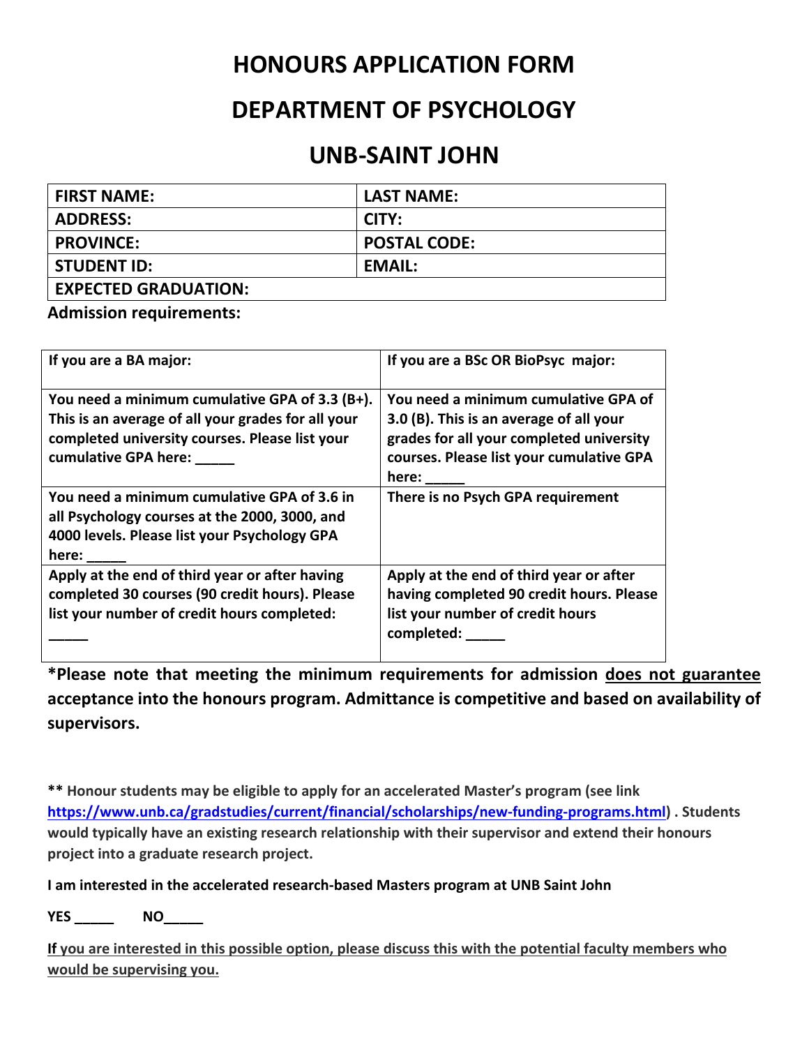# HONOURS APPLICATION FORM

# DEPARTMENT OF PSYCHOLOGY

# UNB-SAINT JOHN

| FIRST NAME: | LAST NAME: |
|---|---|
| ADDRESS: | CITY: |
| PROVINCE: | POSTAL CODE: |
| STUDENT ID: | EMAIL: |
| EXPECTED GRADUATION: | |

**Admission requirements:**

| If you are a BA major: | If you are a BSc OR BioPsyc major: |
|---|---|
| You need a minimum cumulative GPA of 3.3 (B+). This is an average of all your grades for all your completed university courses. Please list your cumulative GPA here: _____ | You need a minimum cumulative GPA of 3.0 (B). This is an average of all your grades for all your completed university courses. Please list your cumulative GPA here: _____ |
| You need a minimum cumulative GPA of 3.6 in all Psychology courses at the 2000, 3000, and 4000 levels. Please list your Psychology GPA here: _____ | There is no Psych GPA requirement |
| Apply at the end of third year or after having completed 30 courses (90 credit hours). Please list your number of credit hours completed: _____ | Apply at the end of third year or after having completed 90 credit hours. Please list your number of credit hours completed: _____ |

**\*Please note that meeting the minimum requirements for admission <u>does not guarantee</u> acceptance into the honours program. Admittance is competitive and based on availability of supervisors.**

**\*\* Honour students may be eligible to apply for an accelerated Master's program (see link https://www.unb.ca/gradstudies/current/financial/scholarships/new-funding-programs.html) . Students would typically have an existing research relationship with their supervisor and extend their honours project into a graduate research project.**

**I am interested in the accelerated research-based Masters program at UNB Saint John**

**YES _____ NO_____**

**<u>If you are interested in this possible option, please discuss this with the potential faculty members who would be supervising you.</u>**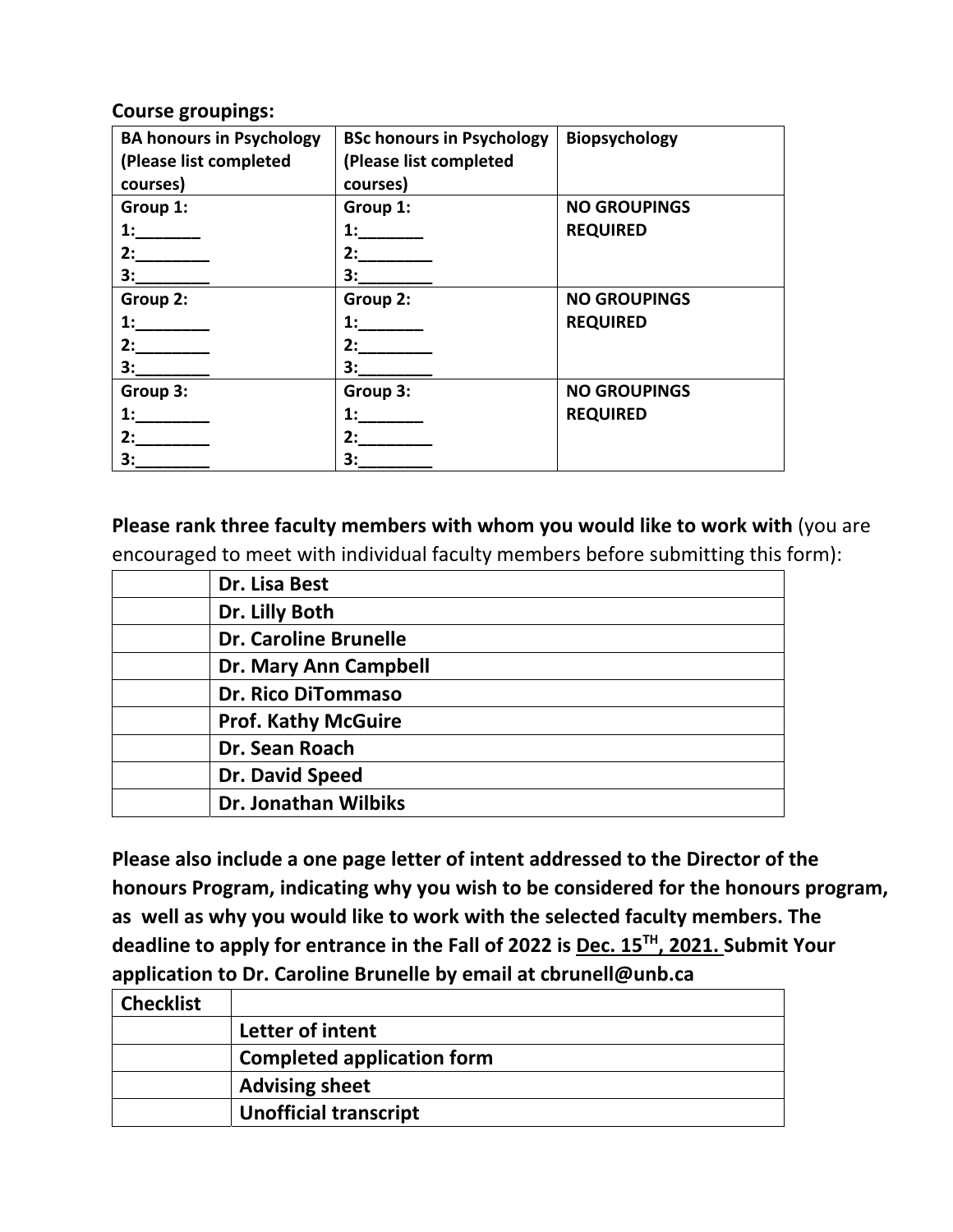**Course groupings:**

| BA honours in Psychology (Please list completed courses) | BSc honours in Psychology (Please list completed courses) | Biopsychology |
|---|---|---|
| Group 1:<br>1:_______<br>2:________<br>3:________ | Group 1:<br>1:_______<br>2:________<br>3:________ | NO GROUPINGS REQUIRED |
| Group 2:<br>1:________<br>2:________<br>3:________ | Group 2:<br>1:_______<br>2:________<br>3:________ | NO GROUPINGS REQUIRED |
| Group 3:<br>1:________<br>2:________<br>3:________ | Group 3:<br>1:_______<br>2:________<br>3:________ | NO GROUPINGS REQUIRED |

**Please rank three faculty members with whom you would like to work with** (you are encouraged to meet with individual faculty members before submitting this form):

| | |
|---|---|
| | **Dr. Lisa Best** |
| | **Dr. Lilly Both** |
| | **Dr. Caroline Brunelle** |
| | **Dr. Mary Ann Campbell** |
| | **Dr. Rico DiTommaso** |
| | **Prof. Kathy McGuire** |
| | **Dr. Sean Roach** |
| | **Dr. David Speed** |
| | **Dr. Jonathan Wilbiks** |

**Please also include a one page letter of intent addressed to the Director of the honours Program, indicating why you wish to be considered for the honours program, as well as why you would like to work with the selected faculty members. The deadline to apply for entrance in the Fall of 2022 is Dec. 15TH, 2021. Submit Your application to Dr. Caroline Brunelle by email at cbrunell@unb.ca**

| Checklist | |
|---|---|
| | **Letter of intent** |
| | **Completed application form** |
| | **Advising sheet** |
| | **Unofficial transcript** |